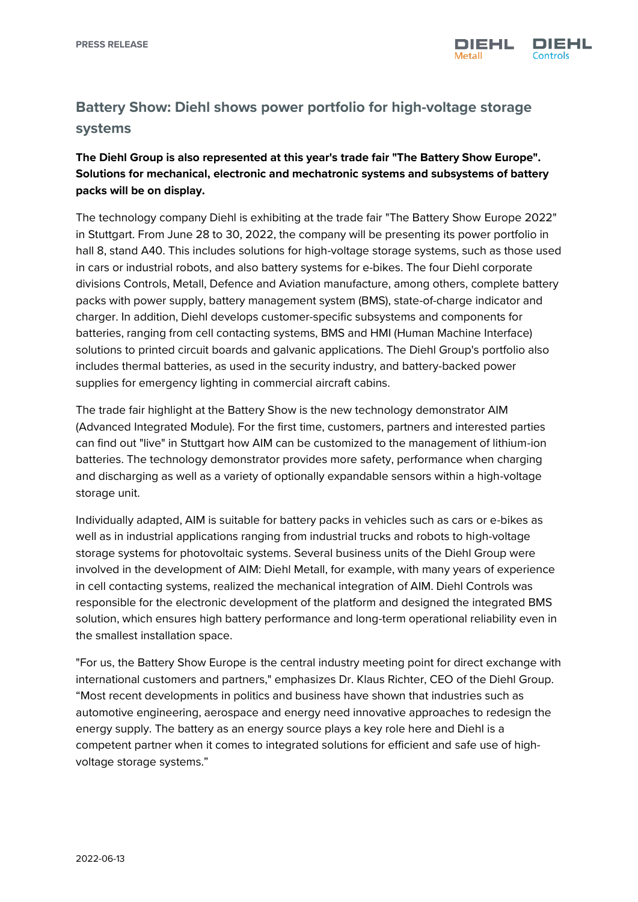PRESS RELEASE

# Battery Show: Diehl shows power portfolio for high-voltage storage systems

**The Diehl Group is also represented at this year's trade fair "The Battery Show Europe". Solutions for mechanical, electronic and mechatronic systems and subsystems of battery packs will be on display.**

The technology company Diehl is exhibiting at the trade fair "The Battery Show Europe 2022" in Stuttgart. From June 28 to 30, 2022, the company will be presenting its power portfolio in hall 8, stand A40. This includes solutions for high-voltage storage systems, such as those used in cars or industrial robots, and also battery systems for e-bikes. The four Diehl corporate divisions Controls, Metall, Defence and Aviation manufacture, among others, complete battery packs with power supply, battery management system (BMS), state-of-charge indicator and charger. In addition, Diehl develops customer-specific subsystems and components for batteries, ranging from cell contacting systems, BMS and HMI (Human Machine Interface) solutions to printed circuit boards and galvanic applications. The Diehl Group's portfolio also includes thermal batteries, as used in the security industry, and battery-backed power supplies for emergency lighting in commercial aircraft cabins.

The trade fair highlight at the Battery Show is the new technology demonstrator AIM (Advanced Integrated Module). For the first time, customers, partners and interested parties can find out "live" in Stuttgart how AIM can be customized to the management of lithium-ion batteries. The technology demonstrator provides more safety, performance when charging and discharging as well as a variety of optionally expandable sensors within a high-voltage storage unit.

Individually adapted, AIM is suitable for battery packs in vehicles such as cars or e-bikes as well as in industrial applications ranging from industrial trucks and robots to high-voltage storage systems for photovoltaic systems. Several business units of the Diehl Group were involved in the development of AIM: Diehl Metall, for example, with many years of experience in cell contacting systems, realized the mechanical integration of AIM. Diehl Controls was responsible for the electronic development of the platform and designed the integrated BMS solution, which ensures high battery performance and long-term operational reliability even in the smallest installation space.

"For us, the Battery Show Europe is the central industry meeting point for direct exchange with international customers and partners," emphasizes Dr. Klaus Richter, CEO of the Diehl Group. "Most recent developments in politics and business have shown that industries such as automotive engineering, aerospace and energy need innovative approaches to redesign the energy supply. The battery as an energy source plays a key role here and Diehl is a competent partner when it comes to integrated solutions for efficient and safe use of high-voltage storage systems."

2022-06-13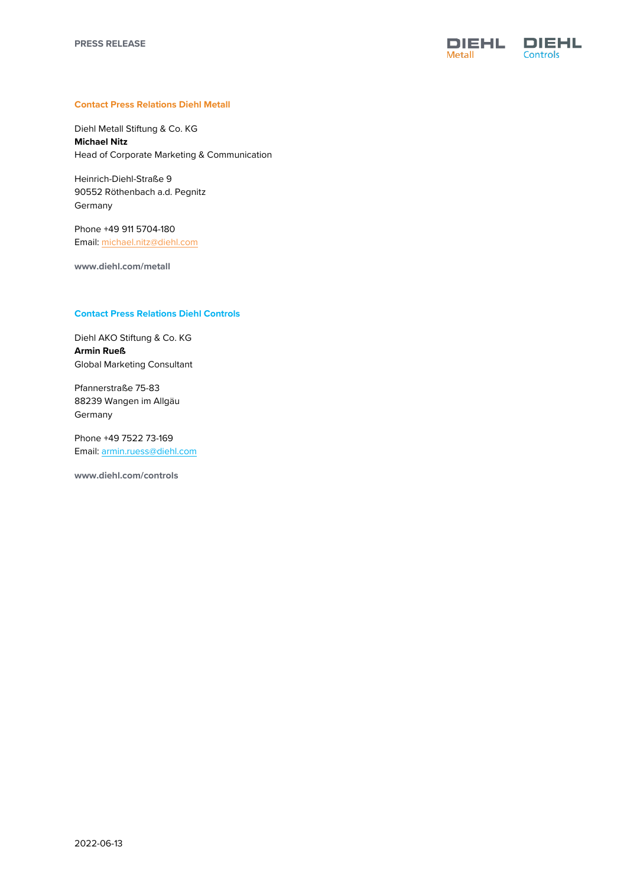## Contact Press Relations Diehl Metall

Diehl Metall Stiftung & Co. KG  
**Michael Nitz**  
Head of Corporate Marketing & Communication

Heinrich-Diehl-Straße 9  
90552 Röthenbach a.d. Pegnitz  
Germany

Phone +49 911 5704-180  
Email: michael.nitz@diehl.com

**www.diehl.com/metall**

## Contact Press Relations Diehl Controls

Diehl AKO Stiftung & Co. KG  
**Armin Rueß**  
Global Marketing Consultant

Pfannerstraße 75-83  
88239 Wangen im Allgäu  
Germany

Phone +49 7522 73-169  
Email: armin.ruess@diehl.com

**www.diehl.com/controls**

2022-06-13